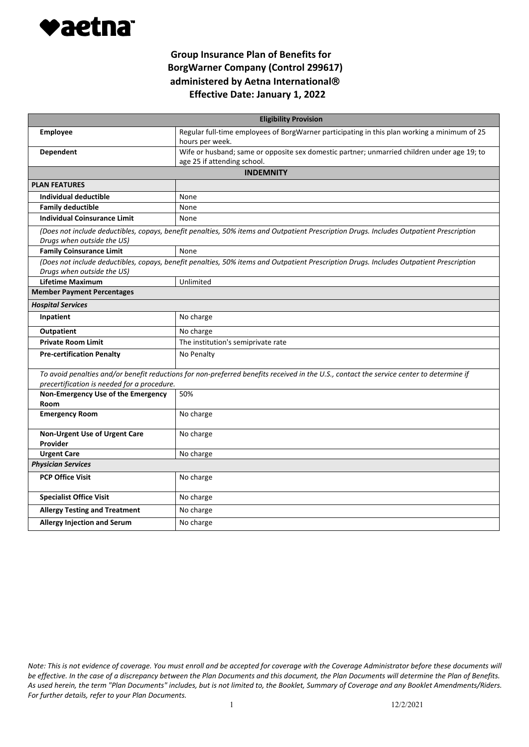**aetna**

## Group Insurance Plan of Benefits for BorgWarner Company (Control 299617) administered by Aetna International® Effective Date: January 1, 2022

| Eligibility Provision | |
|---|---|
| **Employee** | Regular full-time employees of BorgWarner participating in this plan working a minimum of 25 hours per week. |
| **Dependent** | Wife or husband; same or opposite sex domestic partner; unmarried children under age 19; to age 25 if attending school. |
| **INDEMNITY** | |
| **PLAN FEATURES** | |
| **Individual deductible** | None |
| **Family deductible** | None |
| **Individual Coinsurance Limit** | None |
| *(Does not include deductibles, copays, benefit penalties, 50% items and Outpatient Prescription Drugs. Includes Outpatient Prescription Drugs when outside the US)* | |
| **Family Coinsurance Limit** | None |
| *(Does not include deductibles, copays, benefit penalties, 50% items and Outpatient Prescription Drugs. Includes Outpatient Prescription Drugs when outside the US)* | |
| **Lifetime Maximum** | Unlimited |
| **Member Payment Percentages** | |
| ***Hospital Services*** | |
| **Inpatient** | No charge |
| **Outpatient** | No charge |
| **Private Room Limit** | The institution's semiprivate rate |
| **Pre-certification Penalty** | No Penalty |
| *To avoid penalties and/or benefit reductions for non-preferred benefits received in the U.S., contact the service center to determine if precertification is needed for a procedure.* | |
| **Non-Emergency Use of the Emergency Room** | 50% |
| **Emergency Room** | No charge |
| **Non-Urgent Use of Urgent Care Provider** | No charge |
| **Urgent Care** | No charge |
| ***Physician Services*** | |
| **PCP Office Visit** | No charge |
| **Specialist Office Visit** | No charge |
| **Allergy Testing and Treatment** | No charge |
| **Allergy Injection and Serum** | No charge |

*Note: This is not evidence of coverage. You must enroll and be accepted for coverage with the Coverage Administrator before these documents will be effective. In the case of a discrepancy between the Plan Documents and this document, the Plan Documents will determine the Plan of Benefits. As used herein, the term "Plan Documents" includes, but is not limited to, the Booklet, Summary of Coverage and any Booklet Amendments/Riders. For further details, refer to your Plan Documents.*

12/2/2021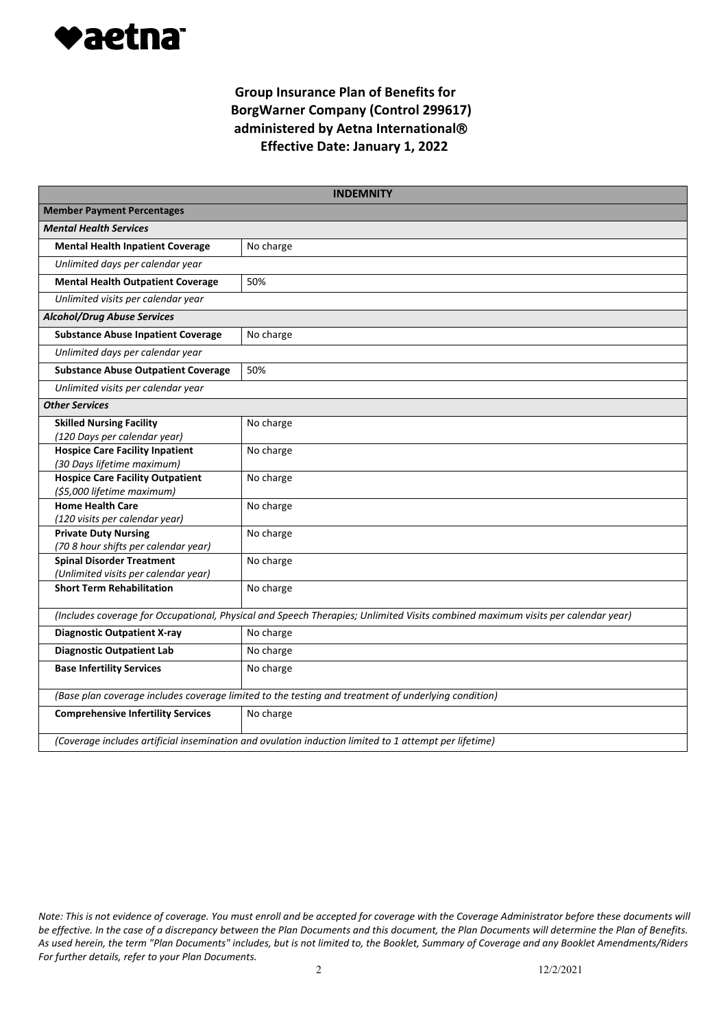# Group Insurance Plan of Benefits for BorgWarner Company (Control 299617) administered by Aetna International® Effective Date: January 1, 2022

| INDEMNITY | |
|---|---|
| **Member Payment Percentages** | |
| ***Mental Health Services*** | |
| **Mental Health Inpatient Coverage** | No charge |
| *Unlimited days per calendar year* | |
| **Mental Health Outpatient Coverage** | 50% |
| *Unlimited visits per calendar year* | |
| ***Alcohol/Drug Abuse Services*** | |
| **Substance Abuse Inpatient Coverage** | No charge |
| *Unlimited days per calendar year* | |
| **Substance Abuse Outpatient Coverage** | 50% |
| *Unlimited visits per calendar year* | |
| ***Other Services*** | |
| **Skilled Nursing Facility** *(120 Days per calendar year)* | No charge |
| **Hospice Care Facility Inpatient** *(30 Days lifetime maximum)* | No charge |
| **Hospice Care Facility Outpatient** *($5,000 lifetime maximum)* | No charge |
| **Home Health Care** *(120 visits per calendar year)* | No charge |
| **Private Duty Nursing** *(70 8 hour shifts per calendar year)* | No charge |
| **Spinal Disorder Treatment** *(Unlimited visits per calendar year)* | No charge |
| **Short Term Rehabilitation** | No charge |
| *(Includes coverage for Occupational, Physical and Speech Therapies; Unlimited Visits combined maximum visits per calendar year)* | |
| **Diagnostic Outpatient X-ray** | No charge |
| **Diagnostic Outpatient Lab** | No charge |
| **Base Infertility Services** | No charge |
| *(Base plan coverage includes coverage limited to the testing and treatment of underlying condition)* | |
| **Comprehensive Infertility Services** | No charge |
| *(Coverage includes artificial insemination and ovulation induction limited to 1 attempt per lifetime)* | |

*Note: This is not evidence of coverage. You must enroll and be accepted for coverage with the Coverage Administrator before these documents will be effective. In the case of a discrepancy between the Plan Documents and this document, the Plan Documents will determine the Plan of Benefits. As used herein, the term "Plan Documents" includes, but is not limited to, the Booklet, Summary of Coverage and any Booklet Amendments/Riders For further details, refer to your Plan Documents.*

12/2/2021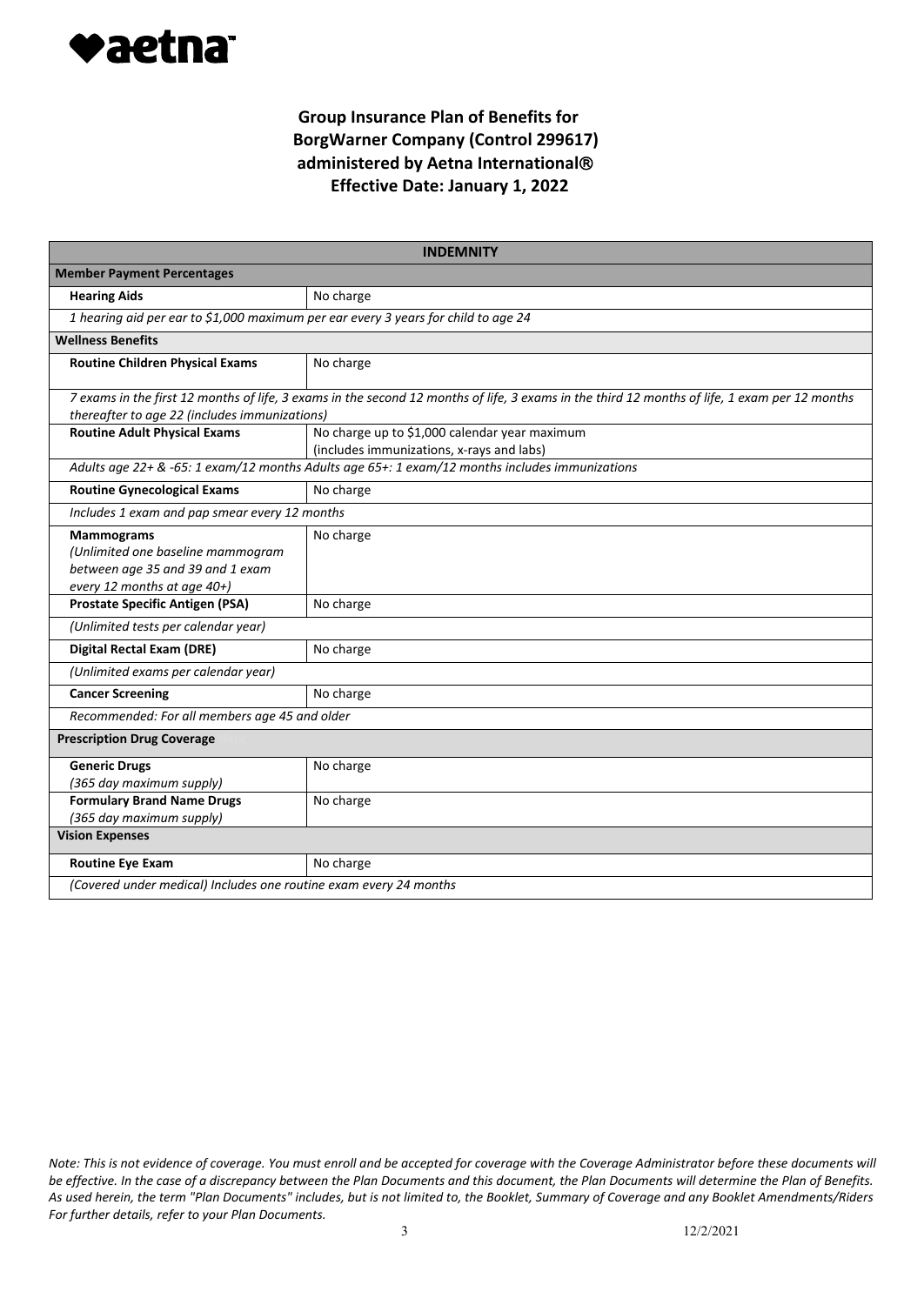# Group Insurance Plan of Benefits for BorgWarner Company (Control 299617) administered by Aetna International®

## Effective Date: January 1, 2022

| INDEMNITY | |
|---|---|
| **Member Payment Percentages** | |
| **Hearing Aids** | No charge |
| *1 hearing aid per ear to $1,000 maximum per ear every 3 years for child to age 24* | |
| **Wellness Benefits** | |
| **Routine Children Physical Exams** | No charge |
| *7 exams in the first 12 months of life, 3 exams in the second 12 months of life, 3 exams in the third 12 months of life, 1 exam per 12 months thereafter to age 22 (includes immunizations)* | |
| **Routine Adult Physical Exams** | No charge up to $1,000 calendar year maximum (includes immunizations, x-rays and labs) |
| *Adults age 22+ & -65: 1 exam/12 months Adults age 65+: 1 exam/12 months includes immunizations* | |
| **Routine Gynecological Exams** | No charge |
| *Includes 1 exam and pap smear every 12 months* | |
| **Mammograms** *(Unlimited one baseline mammogram between age 35 and 39 and 1 exam every 12 months at age 40+)* | No charge |
| **Prostate Specific Antigen (PSA)** | No charge |
| *(Unlimited tests per calendar year)* | |
| **Digital Rectal Exam (DRE)** | No charge |
| *(Unlimited exams per calendar year)* | |
| **Cancer Screening** | No charge |
| *Recommended: For all members age 45 and older* | |
| **Prescription Drug Coverage** | |
| **Generic Drugs** *(365 day maximum supply)* | No charge |
| **Formulary Brand Name Drugs** *(365 day maximum supply)* | No charge |
| **Vision Expenses** | |
| **Routine Eye Exam** | No charge |
| *(Covered under medical) Includes one routine exam every 24 months* | |

*Note: This is not evidence of coverage. You must enroll and be accepted for coverage with the Coverage Administrator before these documents will be effective. In the case of a discrepancy between the Plan Documents and this document, the Plan Documents will determine the Plan of Benefits. As used herein, the term "Plan Documents" includes, but is not limited to, the Booklet, Summary of Coverage and any Booklet Amendments/Riders For further details, refer to your Plan Documents.*

12/2/2021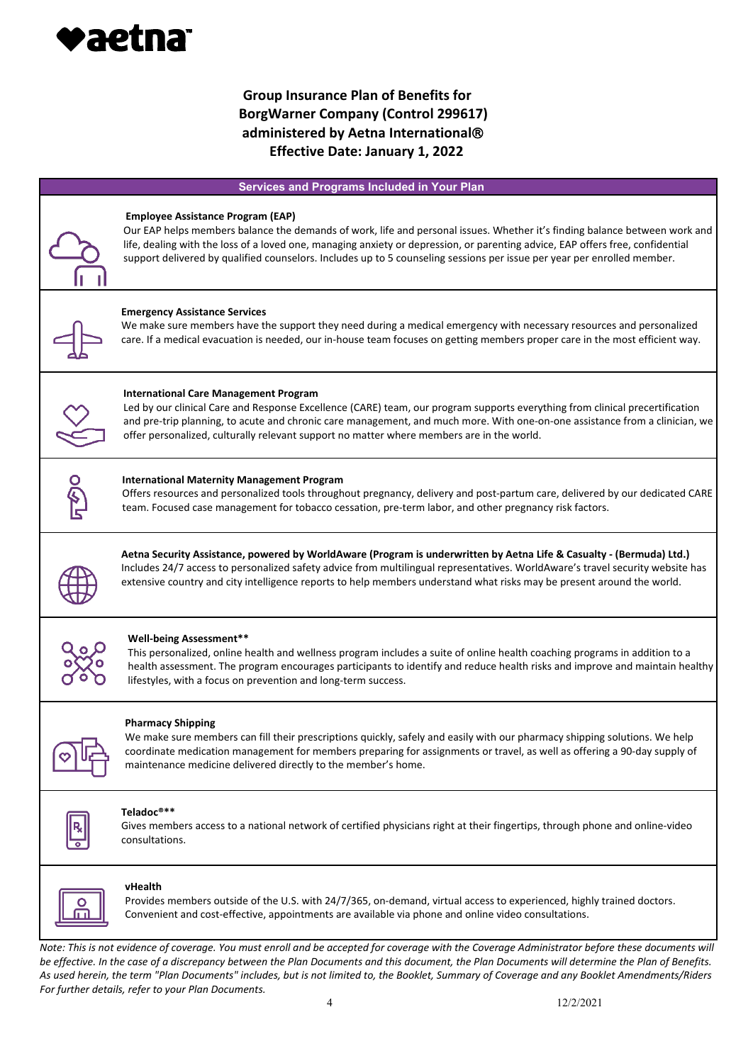**Group Insurance Plan of Benefits for BorgWarner Company (Control 299617) administered by Aetna International® Effective Date: January 1, 2022**

## Services and Programs Included in Your Plan

**Employee Assistance Program (EAP)**
Our EAP helps members balance the demands of work, life and personal issues. Whether it's finding balance between work and life, dealing with the loss of a loved one, managing anxiety or depression, or parenting advice, EAP offers free, confidential support delivered by qualified counselors. Includes up to 5 counseling sessions per issue per year per enrolled member.

**Emergency Assistance Services**
We make sure members have the support they need during a medical emergency with necessary resources and personalized care. If a medical evacuation is needed, our in-house team focuses on getting members proper care in the most efficient way.

**International Care Management Program**
Led by our clinical Care and Response Excellence (CARE) team, our program supports everything from clinical precertification and pre-trip planning, to acute and chronic care management, and much more. With one-on-one assistance from a clinician, we offer personalized, culturally relevant support no matter where members are in the world.

**International Maternity Management Program**
Offers resources and personalized tools throughout pregnancy, delivery and post-partum care, delivered by our dedicated CARE team. Focused case management for tobacco cessation, pre-term labor, and other pregnancy risk factors.

**Aetna Security Assistance, powered by WorldAware (Program is underwritten by Aetna Life & Casualty - (Bermuda) Ltd.)**
Includes 24/7 access to personalized safety advice from multilingual representatives. WorldAware's travel security website has extensive country and city intelligence reports to help members understand what risks may be present around the world.

**Well-being Assessment****
This personalized, online health and wellness program includes a suite of online health coaching programs in addition to a health assessment. The program encourages participants to identify and reduce health risks and improve and maintain healthy lifestyles, with a focus on prevention and long-term success.

**Pharmacy Shipping**
We make sure members can fill their prescriptions quickly, safely and easily with our pharmacy shipping solutions. We help coordinate medication management for members preparing for assignments or travel, as well as offering a 90-day supply of maintenance medicine delivered directly to the member's home.

**Teladoc®****
Gives members access to a national network of certified physicians right at their fingertips, through phone and online-video consultations.

**vHealth**
Provides members outside of the U.S. with 24/7/365, on-demand, virtual access to experienced, highly trained doctors. Convenient and cost-effective, appointments are available via phone and online video consultations.

*Note: This is not evidence of coverage. You must enroll and be accepted for coverage with the Coverage Administrator before these documents will be effective. In the case of a discrepancy between the Plan Documents and this document, the Plan Documents will determine the Plan of Benefits. As used herein, the term "Plan Documents" includes, but is not limited to, the Booklet, Summary of Coverage and any Booklet Amendments/Riders For further details, refer to your Plan Documents.*

12/2/2021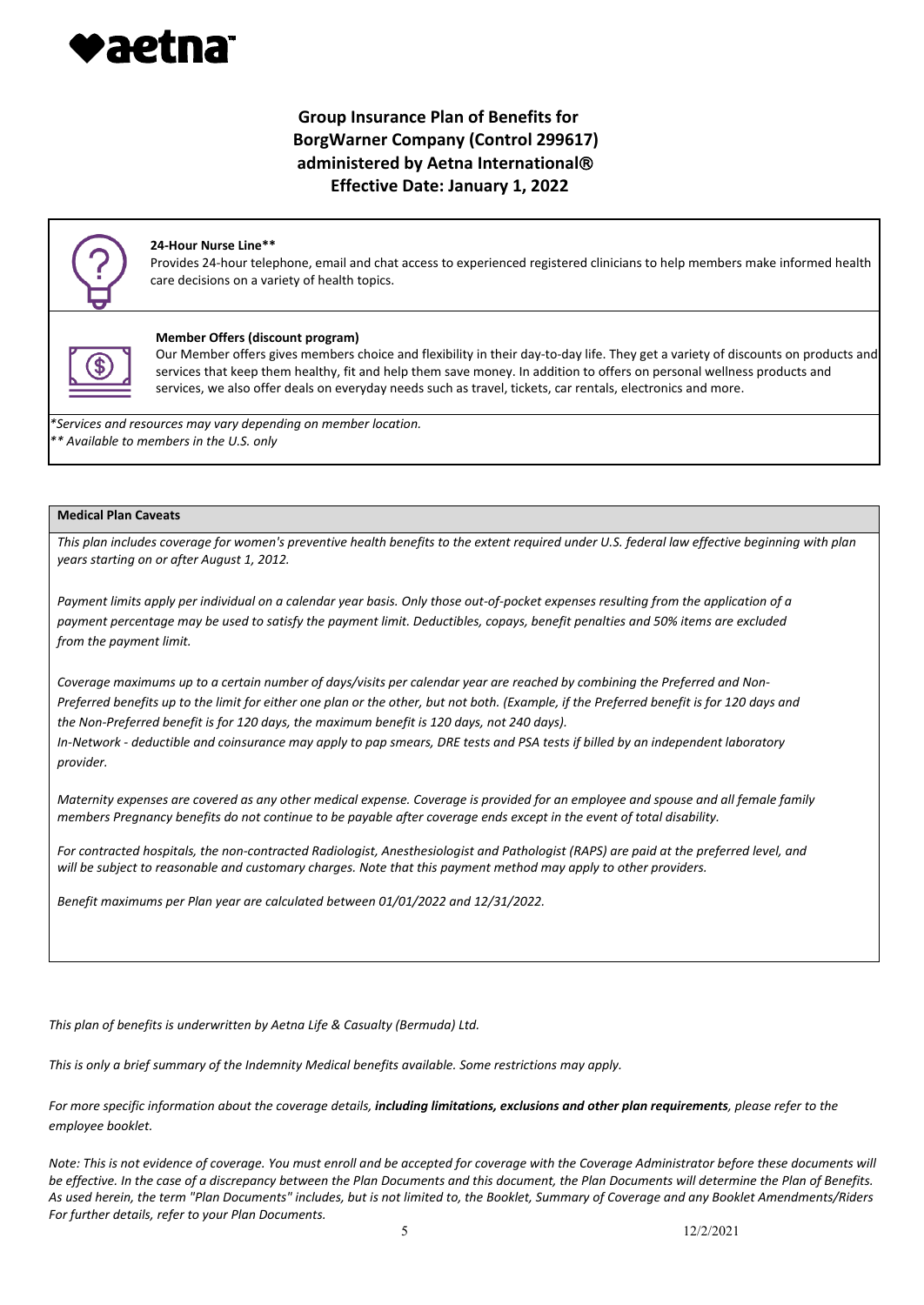# Group Insurance Plan of Benefits for BorgWarner Company (Control 299617) administered by Aetna International® Effective Date: January 1, 2022

**24-Hour Nurse Line****

Provides 24-hour telephone, email and chat access to experienced registered clinicians to help members make informed health care decisions on a variety of health topics.

**Member Offers (discount program)**

Our Member offers gives members choice and flexibility in their day-to-day life. They get a variety of discounts on products and services that keep them healthy, fit and help them save money. In addition to offers on personal wellness products and services, we also offer deals on everyday needs such as travel, tickets, car rentals, electronics and more.

*\*Services and resources may vary depending on member location.*

*\*\* Available to members in the U.S. only*

**Medical Plan Caveats**

*This plan includes coverage for women's preventive health benefits to the extent required under U.S. federal law effective beginning with plan years starting on or after August 1, 2012.*

*Payment limits apply per individual on a calendar year basis. Only those out-of-pocket expenses resulting from the application of a payment percentage may be used to satisfy the payment limit. Deductibles, copays, benefit penalties and 50% items are excluded from the payment limit.*

*Coverage maximums up to a certain number of days/visits per calendar year are reached by combining the Preferred and Non-Preferred benefits up to the limit for either one plan or the other, but not both. (Example, if the Preferred benefit is for 120 days and the Non-Preferred benefit is for 120 days, the maximum benefit is 120 days, not 240 days).*

*In-Network - deductible and coinsurance may apply to pap smears, DRE tests and PSA tests if billed by an independent laboratory provider.*

*Maternity expenses are covered as any other medical expense. Coverage is provided for an employee and spouse and all female family members Pregnancy benefits do not continue to be payable after coverage ends except in the event of total disability.*

*For contracted hospitals, the non-contracted Radiologist, Anesthesiologist and Pathologist (RAPS) are paid at the preferred level, and will be subject to reasonable and customary charges. Note that this payment method may apply to other providers.*

*Benefit maximums per Plan year are calculated between 01/01/2022 and 12/31/2022.*

*This plan of benefits is underwritten by Aetna Life & Casualty (Bermuda) Ltd.*

*This is only a brief summary of the Indemnity Medical benefits available. Some restrictions may apply.*

*For more specific information about the coverage details, **including limitations, exclusions and other plan requirements**, please refer to the employee booklet.*

*Note: This is not evidence of coverage. You must enroll and be accepted for coverage with the Coverage Administrator before these documents will be effective. In the case of a discrepancy between the Plan Documents and this document, the Plan Documents will determine the Plan of Benefits. As used herein, the term "Plan Documents" includes, but is not limited to, the Booklet, Summary of Coverage and any Booklet Amendments/Riders For further details, refer to your Plan Documents.*

12/2/2021